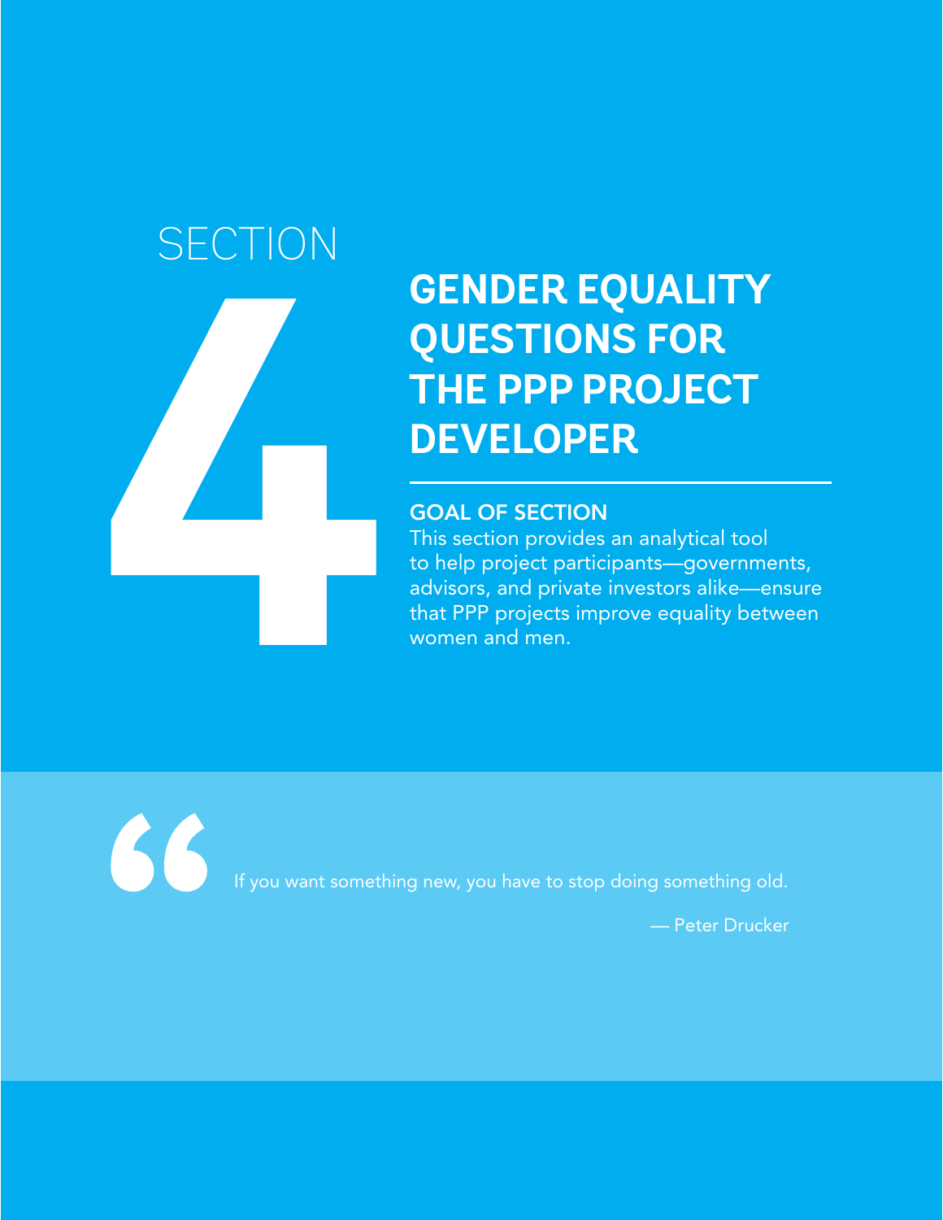# SECTION 4

# GENDER EQUALITY QUESTIONS FOR THE PPP PROJECT DEVELOPER

**GOAL OF SECTION**

This section provides an analytical tool to help project participants—governments, advisors, and private investors alike—ensure that PPP projects improve equality between women and men.

> If you want something new, you have to stop doing something old.
>
> — Peter Drucker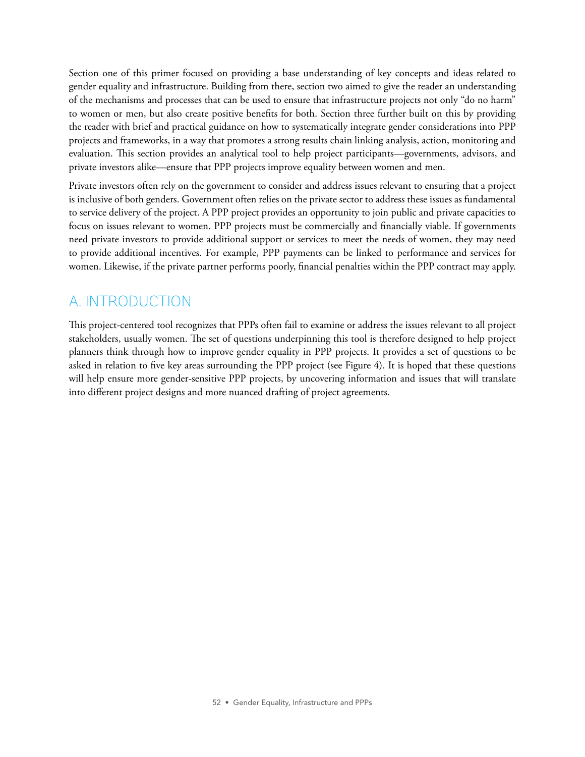Section one of this primer focused on providing a base understanding of key concepts and ideas related to gender equality and infrastructure. Building from there, section two aimed to give the reader an understanding of the mechanisms and processes that can be used to ensure that infrastructure projects not only "do no harm" to women or men, but also create positive benefits for both. Section three further built on this by providing the reader with brief and practical guidance on how to systematically integrate gender considerations into PPP projects and frameworks, in a way that promotes a strong results chain linking analysis, action, monitoring and evaluation. This section provides an analytical tool to help project participants—governments, advisors, and private investors alike—ensure that PPP projects improve equality between women and men.

Private investors often rely on the government to consider and address issues relevant to ensuring that a project is inclusive of both genders. Government often relies on the private sector to address these issues as fundamental to service delivery of the project. A PPP project provides an opportunity to join public and private capacities to focus on issues relevant to women. PPP projects must be commercially and financially viable. If governments need private investors to provide additional support or services to meet the needs of women, they may need to provide additional incentives. For example, PPP payments can be linked to performance and services for women. Likewise, if the private partner performs poorly, financial penalties within the PPP contract may apply.

## A. INTRODUCTION

This project-centered tool recognizes that PPPs often fail to examine or address the issues relevant to all project stakeholders, usually women. The set of questions underpinning this tool is therefore designed to help project planners think through how to improve gender equality in PPP projects. It provides a set of questions to be asked in relation to five key areas surrounding the PPP project (see Figure 4). It is hoped that these questions will help ensure more gender-sensitive PPP projects, by uncovering information and issues that will translate into different project designs and more nuanced drafting of project agreements.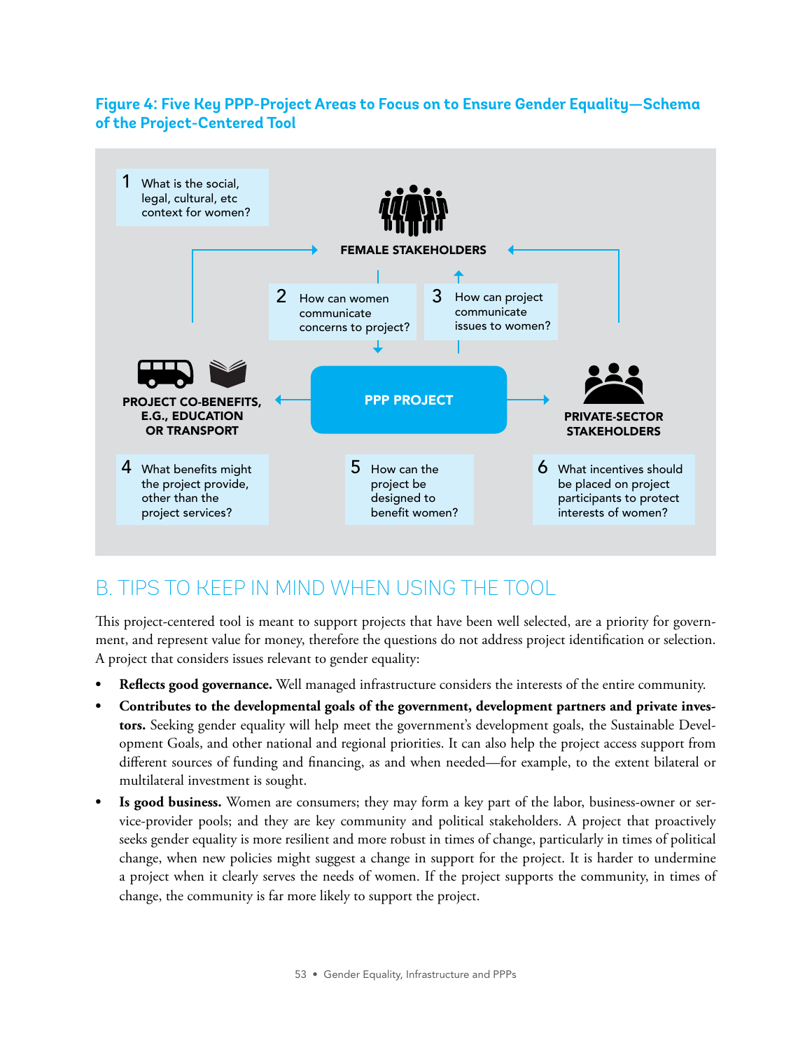**Figure 4: Five Key PPP-Project Areas to Focus on to Ensure Gender Equality—Schema of the Project-Centered Tool**

1 What is the social, legal, cultural, etc context for women?

FEMALE STAKEHOLDERS

2 How can women communicate concerns to project?

3 How can project communicate issues to women?

PROJECT CO-BENEFITS, E.G., EDUCATION OR TRANSPORT

PPP PROJECT

PRIVATE-SECTOR STAKEHOLDERS

4 What benefits might the project provide, other than the project services?

5 How can the project be designed to benefit women?

6 What incentives should be placed on project participants to protect interests of women?

## B. TIPS TO KEEP IN MIND WHEN USING THE TOOL

This project-centered tool is meant to support projects that have been well selected, are a priority for government, and represent value for money, therefore the questions do not address project identification or selection. A project that considers issues relevant to gender equality:

- **Reflects good governance.** Well managed infrastructure considers the interests of the entire community.
- **Contributes to the developmental goals of the government, development partners and private investors.** Seeking gender equality will help meet the government's development goals, the Sustainable Development Goals, and other national and regional priorities. It can also help the project access support from different sources of funding and financing, as and when needed—for example, to the extent bilateral or multilateral investment is sought.
- **Is good business.** Women are consumers; they may form a key part of the labor, business-owner or service-provider pools; and they are key community and political stakeholders. A project that proactively seeks gender equality is more resilient and more robust in times of change, particularly in times of political change, when new policies might suggest a change in support for the project. It is harder to undermine a project when it clearly serves the needs of women. If the project supports the community, in times of change, the community is far more likely to support the project.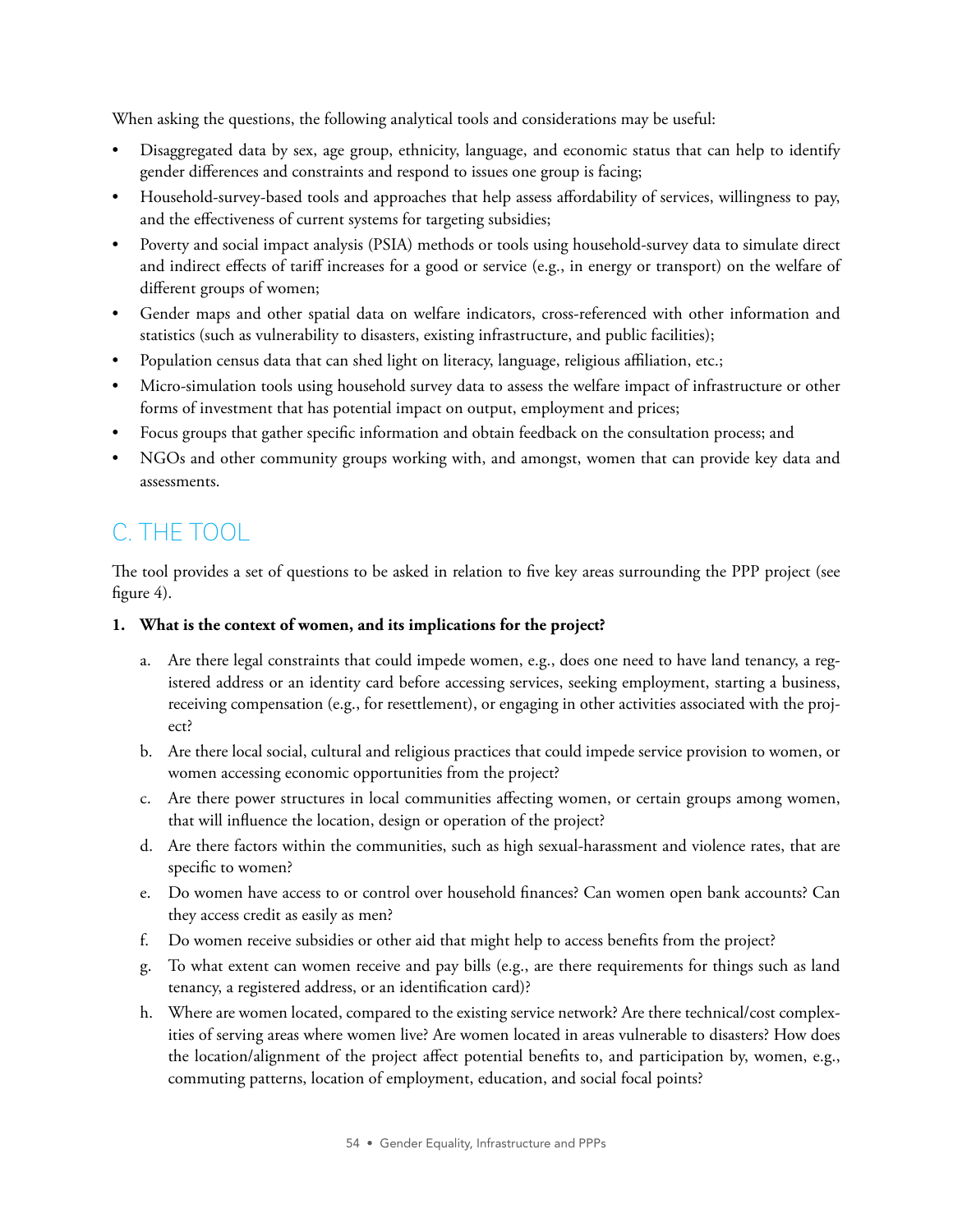When asking the questions, the following analytical tools and considerations may be useful:

- Disaggregated data by sex, age group, ethnicity, language, and economic status that can help to identify gender differences and constraints and respond to issues one group is facing;
- Household-survey-based tools and approaches that help assess affordability of services, willingness to pay, and the effectiveness of current systems for targeting subsidies;
- Poverty and social impact analysis (PSIA) methods or tools using household-survey data to simulate direct and indirect effects of tariff increases for a good or service (e.g., in energy or transport) on the welfare of different groups of women;
- Gender maps and other spatial data on welfare indicators, cross-referenced with other information and statistics (such as vulnerability to disasters, existing infrastructure, and public facilities);
- Population census data that can shed light on literacy, language, religious affiliation, etc.;
- Micro-simulation tools using household survey data to assess the welfare impact of infrastructure or other forms of investment that has potential impact on output, employment and prices;
- Focus groups that gather specific information and obtain feedback on the consultation process; and
- NGOs and other community groups working with, and amongst, women that can provide key data and assessments.

## C. THE TOOL

The tool provides a set of questions to be asked in relation to five key areas surrounding the PPP project (see figure 4).

1. **What is the context of women, and its implications for the project?**

    a. Are there legal constraints that could impede women, e.g., does one need to have land tenancy, a registered address or an identity card before accessing services, seeking employment, starting a business, receiving compensation (e.g., for resettlement), or engaging in other activities associated with the project?

    b. Are there local social, cultural and religious practices that could impede service provision to women, or women accessing economic opportunities from the project?

    c. Are there power structures in local communities affecting women, or certain groups among women, that will influence the location, design or operation of the project?

    d. Are there factors within the communities, such as high sexual-harassment and violence rates, that are specific to women?

    e. Do women have access to or control over household finances? Can women open bank accounts? Can they access credit as easily as men?

    f. Do women receive subsidies or other aid that might help to access benefits from the project?

    g. To what extent can women receive and pay bills (e.g., are there requirements for things such as land tenancy, a registered address, or an identification card)?

    h. Where are women located, compared to the existing service network? Are there technical/cost complexities of serving areas where women live? Are women located in areas vulnerable to disasters? How does the location/alignment of the project affect potential benefits to, and participation by, women, e.g., commuting patterns, location of employment, education, and social focal points?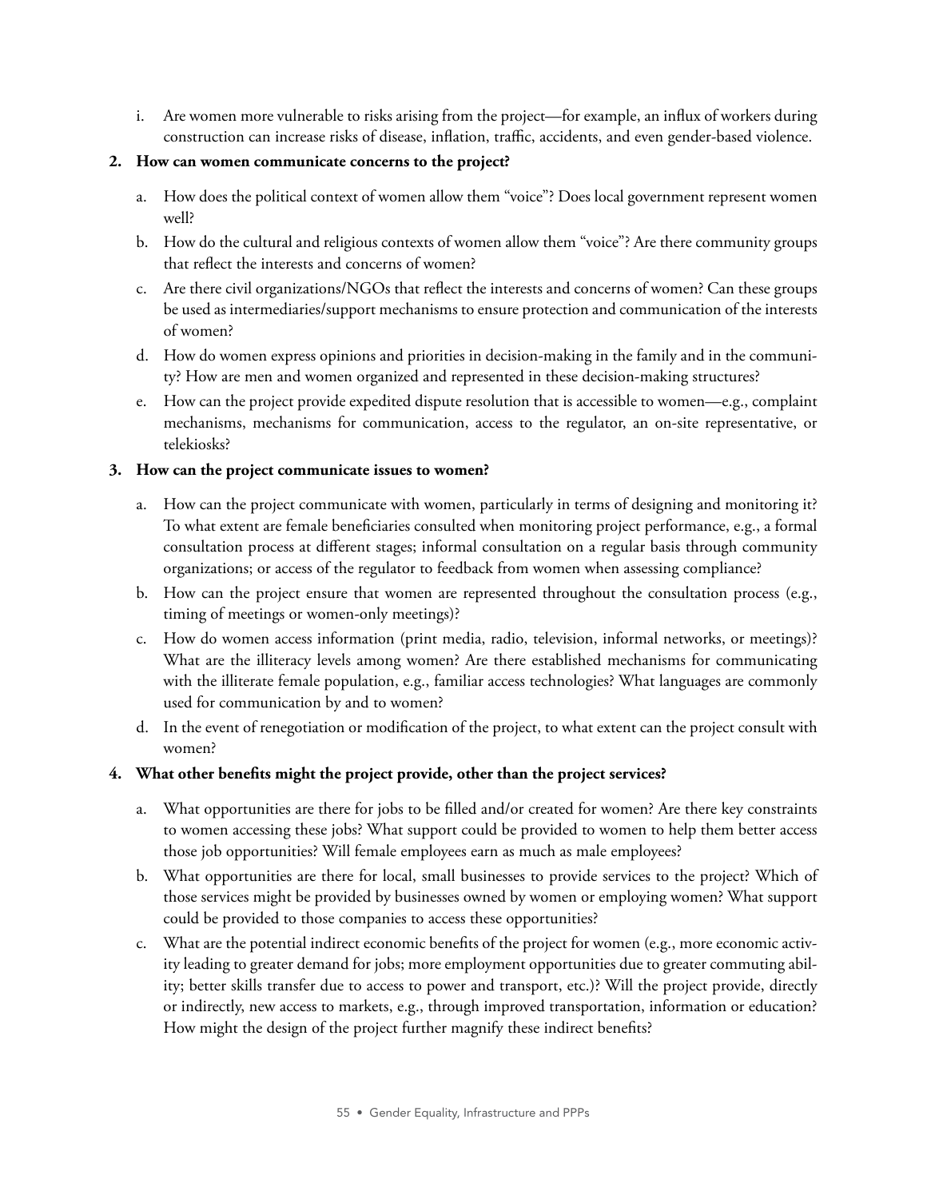i. Are women more vulnerable to risks arising from the project—for example, an influx of workers during construction can increase risks of disease, inflation, traffic, accidents, and even gender-based violence.

**2. How can women communicate concerns to the project?**

a. How does the political context of women allow them "voice"? Does local government represent women well?

b. How do the cultural and religious contexts of women allow them "voice"? Are there community groups that reflect the interests and concerns of women?

c. Are there civil organizations/NGOs that reflect the interests and concerns of women? Can these groups be used as intermediaries/support mechanisms to ensure protection and communication of the interests of women?

d. How do women express opinions and priorities in decision-making in the family and in the community? How are men and women organized and represented in these decision-making structures?

e. How can the project provide expedited dispute resolution that is accessible to women—e.g., complaint mechanisms, mechanisms for communication, access to the regulator, an on-site representative, or telekiosks?

**3. How can the project communicate issues to women?**

a. How can the project communicate with women, particularly in terms of designing and monitoring it? To what extent are female beneficiaries consulted when monitoring project performance, e.g., a formal consultation process at different stages; informal consultation on a regular basis through community organizations; or access of the regulator to feedback from women when assessing compliance?

b. How can the project ensure that women are represented throughout the consultation process (e.g., timing of meetings or women-only meetings)?

c. How do women access information (print media, radio, television, informal networks, or meetings)? What are the illiteracy levels among women? Are there established mechanisms for communicating with the illiterate female population, e.g., familiar access technologies? What languages are commonly used for communication by and to women?

d. In the event of renegotiation or modification of the project, to what extent can the project consult with women?

**4. What other benefits might the project provide, other than the project services?**

a. What opportunities are there for jobs to be filled and/or created for women? Are there key constraints to women accessing these jobs? What support could be provided to women to help them better access those job opportunities? Will female employees earn as much as male employees?

b. What opportunities are there for local, small businesses to provide services to the project? Which of those services might be provided by businesses owned by women or employing women? What support could be provided to those companies to access these opportunities?

c. What are the potential indirect economic benefits of the project for women (e.g., more economic activity leading to greater demand for jobs; more employment opportunities due to greater commuting ability; better skills transfer due to access to power and transport, etc.)? Will the project provide, directly or indirectly, new access to markets, e.g., through improved transportation, information or education? How might the design of the project further magnify these indirect benefits?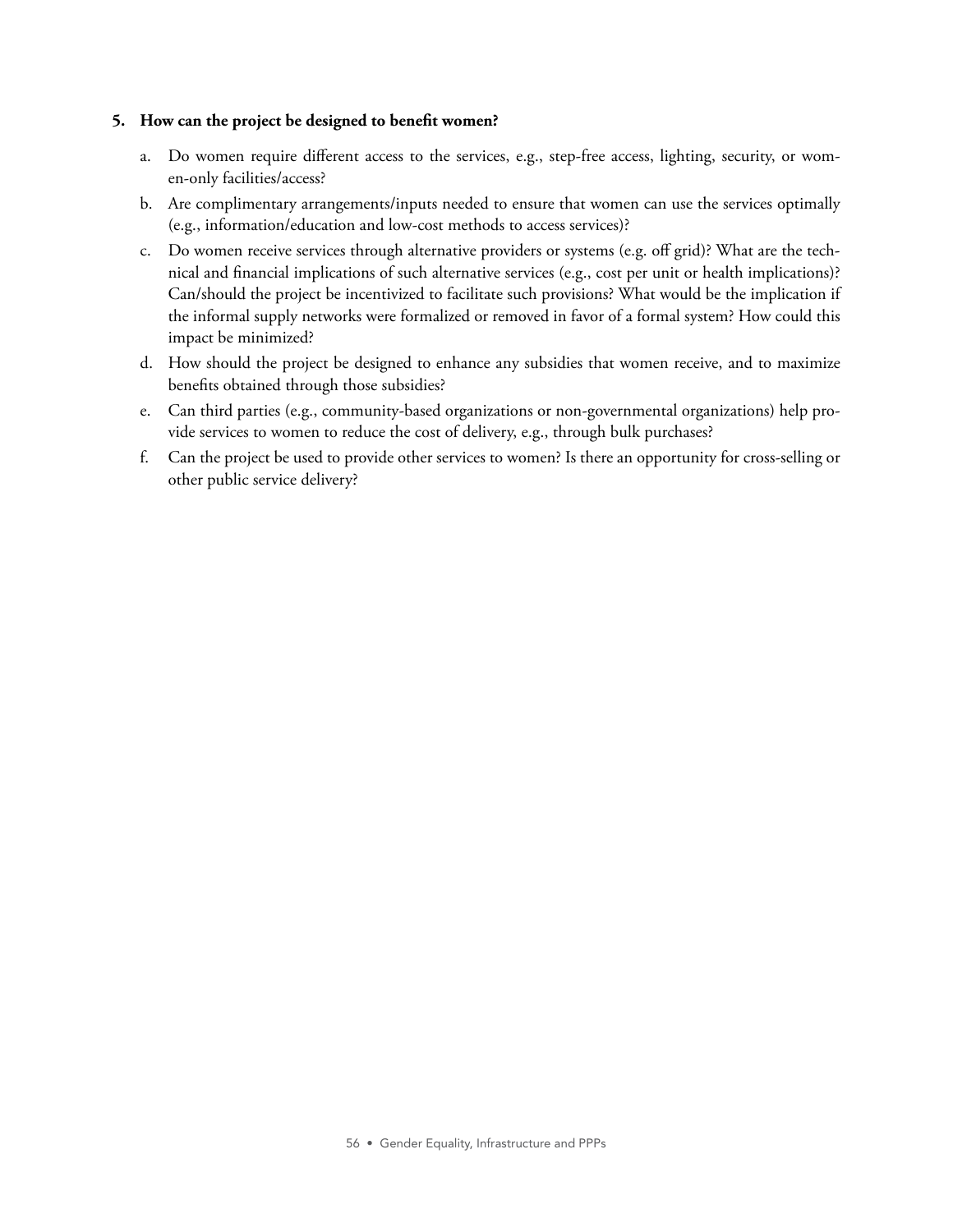**5. How can the project be designed to benefit women?**

a. Do women require different access to the services, e.g., step-free access, lighting, security, or women-only facilities/access?

b. Are complimentary arrangements/inputs needed to ensure that women can use the services optimally (e.g., information/education and low-cost methods to access services)?

c. Do women receive services through alternative providers or systems (e.g. off grid)? What are the technical and financial implications of such alternative services (e.g., cost per unit or health implications)? Can/should the project be incentivized to facilitate such provisions? What would be the implication if the informal supply networks were formalized or removed in favor of a formal system? How could this impact be minimized?

d. How should the project be designed to enhance any subsidies that women receive, and to maximize benefits obtained through those subsidies?

e. Can third parties (e.g., community-based organizations or non-governmental organizations) help provide services to women to reduce the cost of delivery, e.g., through bulk purchases?

f. Can the project be used to provide other services to women? Is there an opportunity for cross-selling or other public service delivery?